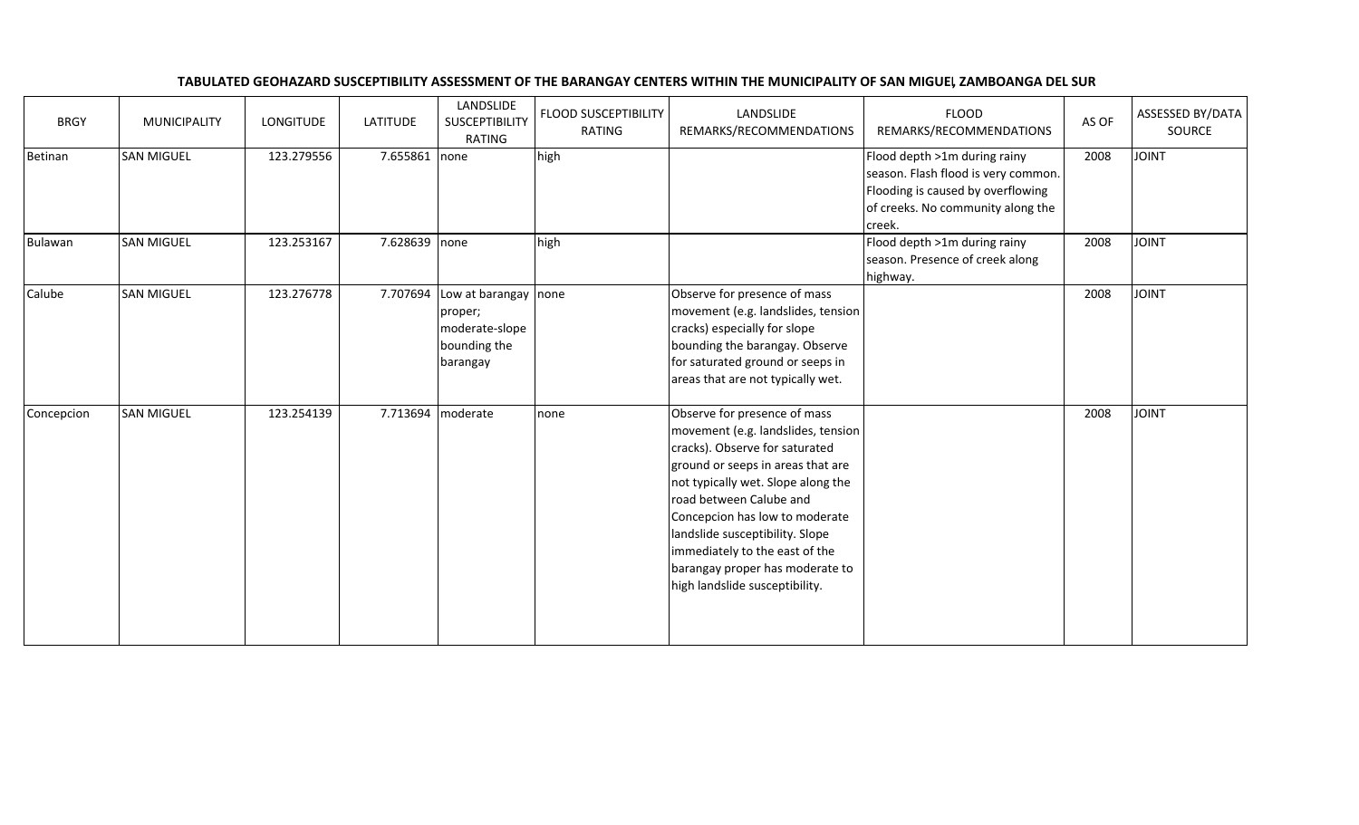**TABULATED GEOHAZARD SUSCEPTIBILITY ASSESSMENT OF THE BARANGAY CENTERS WITHIN THE MUNICIPALITY OF SAN MIGUEL, ZAMBOANGA DEL SUR**

| BRGY | MUNICIPALITY | LONGITUDE | LATITUDE | LANDSLIDE SUSCEPTIBILITY RATING | FLOOD SUSCEPTIBILITY RATING | LANDSLIDE REMARKS/RECOMMENDATIONS | FLOOD REMARKS/RECOMMENDATIONS | AS OF | ASSESSED BY/DATA SOURCE |
|---|---|---|---|---|---|---|---|---|---|
| Betinan | SAN MIGUEL | 123.279556 | 7.655861 | none | high | | Flood depth >1m during rainy season. Flash flood is very common. Flooding is caused by overflowing of creeks. No community along the creek. | 2008 | JOINT |
| Bulawan | SAN MIGUEL | 123.253167 | 7.628639 | none | high | | Flood depth >1m during rainy season. Presence of creek along highway. | 2008 | JOINT |
| Calube | SAN MIGUEL | 123.276778 | 7.707694 | Low at barangay proper; moderate-slope bounding the barangay | none | Observe for presence of mass movement (e.g. landslides, tension cracks) especially for slope bounding the barangay. Observe for saturated ground or seeps in areas that are not typically wet. | | 2008 | JOINT |
| Concepcion | SAN MIGUEL | 123.254139 | 7.713694 | moderate | none | Observe for presence of mass movement (e.g. landslides, tension cracks). Observe for saturated ground or seeps in areas that are not typically wet. Slope along the road between Calube and Concepcion has low to moderate landslide susceptibility. Slope immediately to the east of the barangay proper has moderate to high landslide susceptibility. | | 2008 | JOINT |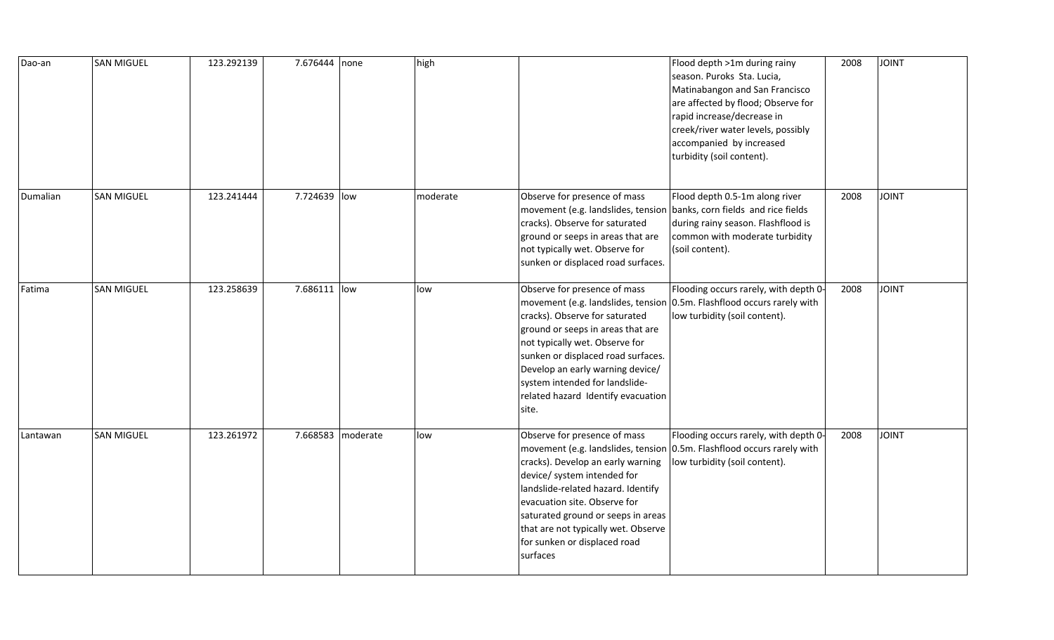| | | | | | | | | | |
|---|---|---|---|---|---|---|---|---|---|
| Dao-an | SAN MIGUEL | 123.292139 | 7.676444 | none | high | | Flood depth >1m during rainy season. Puroks Sta. Lucia, Matinabangon and San Francisco are affected by flood; Observe for rapid increase/decrease in creek/river water levels, possibly accompanied by increased turbidity (soil content). | 2008 | JOINT |
| Dumalian | SAN MIGUEL | 123.241444 | 7.724639 | low | moderate | Observe for presence of mass movement (e.g. landslides, tension cracks). Observe for saturated ground or seeps in areas that are not typically wet. Observe for sunken or displaced road surfaces. | Flood depth 0.5-1m along river banks, corn fields and rice fields during rainy season. Flashflood is common with moderate turbidity (soil content). | 2008 | JOINT |
| Fatima | SAN MIGUEL | 123.258639 | 7.686111 | low | low | Observe for presence of mass movement (e.g. landslides, tension cracks). Observe for saturated ground or seeps in areas that are not typically wet. Observe for sunken or displaced road surfaces. Develop an early warning device/ system intended for landslide-related hazard Identify evacuation site. | Flooding occurs rarely, with depth 0-0.5m. Flashflood occurs rarely with low turbidity (soil content). | 2008 | JOINT |
| Lantawan | SAN MIGUEL | 123.261972 | 7.668583 | moderate | low | Observe for presence of mass movement (e.g. landslides, tension cracks). Develop an early warning device/ system intended for landslide-related hazard. Identify evacuation site. Observe for saturated ground or seeps in areas that are not typically wet. Observe for sunken or displaced road surfaces | Flooding occurs rarely, with depth 0-0.5m. Flashflood occurs rarely with low turbidity (soil content). | 2008 | JOINT |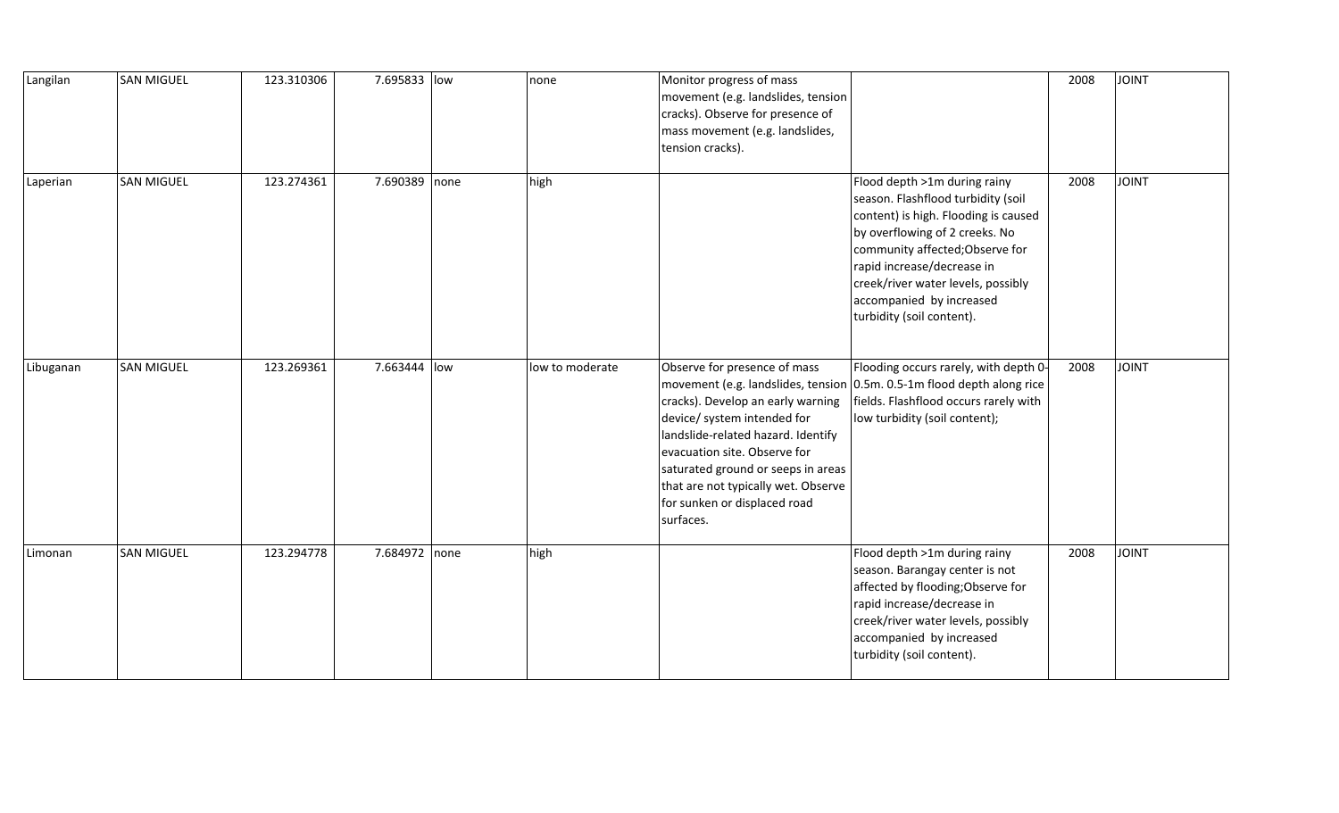| Langilan | SAN MIGUEL | 123.310306 | 7.695833 | low | none | Monitor progress of mass movement (e.g. landslides, tension cracks). Observe for presence of mass movement (e.g. landslides, tension cracks). | | 2008 | JOINT |
|---|---|---|---|---|---|---|---|---|---|
| Laperian | SAN MIGUEL | 123.274361 | 7.690389 | none | high | | Flood depth >1m during rainy season. Flashflood turbidity (soil content) is high. Flooding is caused by overflowing of 2 creeks. No community affected;Observe for rapid increase/decrease in creek/river water levels, possibly accompanied by increased turbidity (soil content). | 2008 | JOINT |
| Libuganan | SAN MIGUEL | 123.269361 | 7.663444 | low | low to moderate | Observe for presence of mass movement (e.g. landslides, tension cracks). Develop an early warning device/ system intended for landslide-related hazard. Identify evacuation site. Observe for saturated ground or seeps in areas that are not typically wet. Observe for sunken or displaced road surfaces. | Flooding occurs rarely, with depth 0-0.5m. 0.5-1m flood depth along rice fields. Flashflood occurs rarely with low turbidity (soil content); | 2008 | JOINT |
| Limonan | SAN MIGUEL | 123.294778 | 7.684972 | none | high | | Flood depth >1m during rainy season. Barangay center is not affected by flooding;Observe for rapid increase/decrease in creek/river water levels, possibly accompanied by increased turbidity (soil content). | 2008 | JOINT |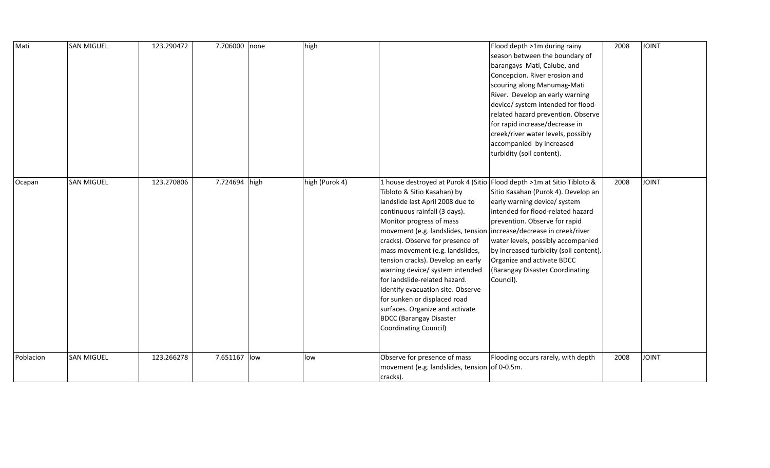| Mati | SAN MIGUEL | 123.290472 | 7.706000 | none | high | | Flood depth >1m during rainy season between the boundary of barangays Mati, Calube, and Concepcion. River erosion and scouring along Manumag-Mati River. Develop an early warning device/ system intended for flood-related hazard prevention. Observe for rapid increase/decrease in creek/river water levels, possibly accompanied by increased turbidity (soil content). | 2008 | JOINT |
|---|---|---|---|---|---|---|---|---|---|
| Ocapan | SAN MIGUEL | 123.270806 | 7.724694 | high | high (Purok 4) | 1 house destroyed at Purok 4 (Sitio Tibloto & Sitio Kasahan) by landslide last April 2008 due to continuous rainfall (3 days). Monitor progress of mass movement (e.g. landslides, tension cracks). Observe for presence of mass movement (e.g. landslides, tension cracks). Develop an early warning device/ system intended for landslide-related hazard. Identify evacuation site. Observe for sunken or displaced road surfaces. Organize and activate BDCC (Barangay Disaster Coordinating Council) | Flood depth >1m at Sitio Tibloto & Sitio Kasahan (Purok 4). Develop an early warning device/ system intended for flood-related hazard prevention. Observe for rapid increase/decrease in creek/river water levels, possibly accompanied by increased turbidity (soil content). Organize and activate BDCC (Barangay Disaster Coordinating Council). | 2008 | JOINT |
| Poblacion | SAN MIGUEL | 123.266278 | 7.651167 | low | low | Observe for presence of mass movement (e.g. landslides, tension cracks). | Flooding occurs rarely, with depth of 0-0.5m. | 2008 | JOINT |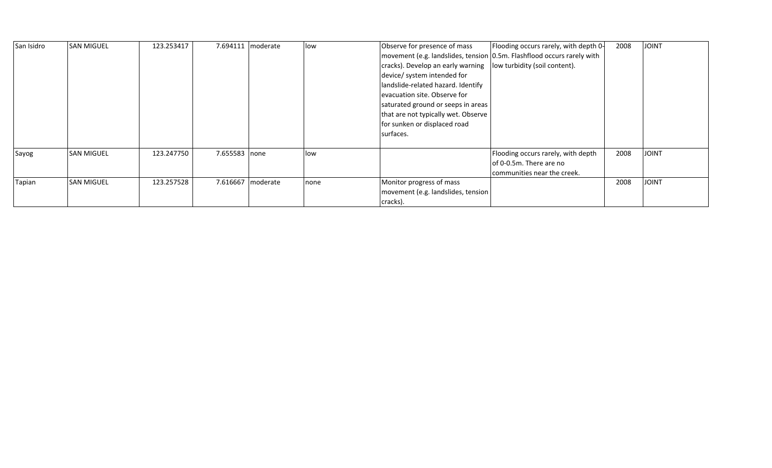| | | | | | | | | | |
|---|---|---|---|---|---|---|---|---|---|
| San Isidro | SAN MIGUEL | 123.253417 | 7.694111 | moderate | low | Observe for presence of mass movement (e.g. landslides, tension cracks). Develop an early warning device/ system intended for landslide-related hazard. Identify evacuation site. Observe for saturated ground or seeps in areas that are not typically wet. Observe for sunken or displaced road surfaces. | Flooding occurs rarely, with depth 0-0.5m. Flashflood occurs rarely with low turbidity (soil content). | 2008 | JOINT |
| Sayog | SAN MIGUEL | 123.247750 | 7.655583 | none | low | | Flooding occurs rarely, with depth of 0-0.5m. There are no communities near the creek. | 2008 | JOINT |
| Tapian | SAN MIGUEL | 123.257528 | 7.616667 | moderate | none | Monitor progress of mass movement (e.g. landslides, tension cracks). | | 2008 | JOINT |